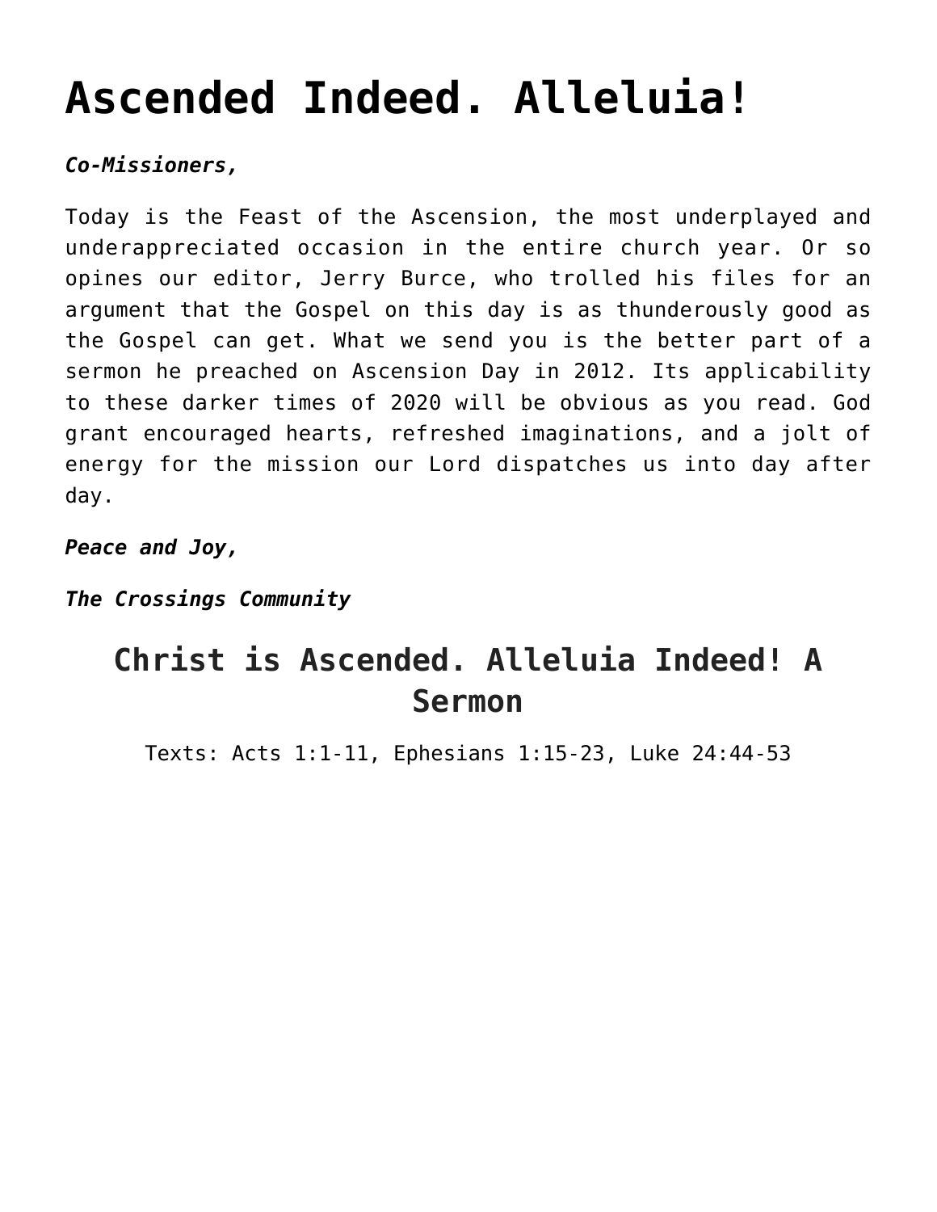# Ascended Indeed. Alleluia!

***Co-Missioners,***

Today is the Feast of the Ascension, the most underplayed and underappreciated occasion in the entire church year. Or so opines our editor, Jerry Burce, who trolled his files for an argument that the Gospel on this day is as thunderously good as the Gospel can get. What we send you is the better part of a sermon he preached on Ascension Day in 2012. Its applicability to these darker times of 2020 will be obvious as you read. God grant encouraged hearts, refreshed imaginations, and a jolt of energy for the mission our Lord dispatches us into day after day.

***Peace and Joy,***

***The Crossings Community***

## Christ is Ascended. Alleluia Indeed! A Sermon

Texts: Acts 1:1-11, Ephesians 1:15-23, Luke 24:44-53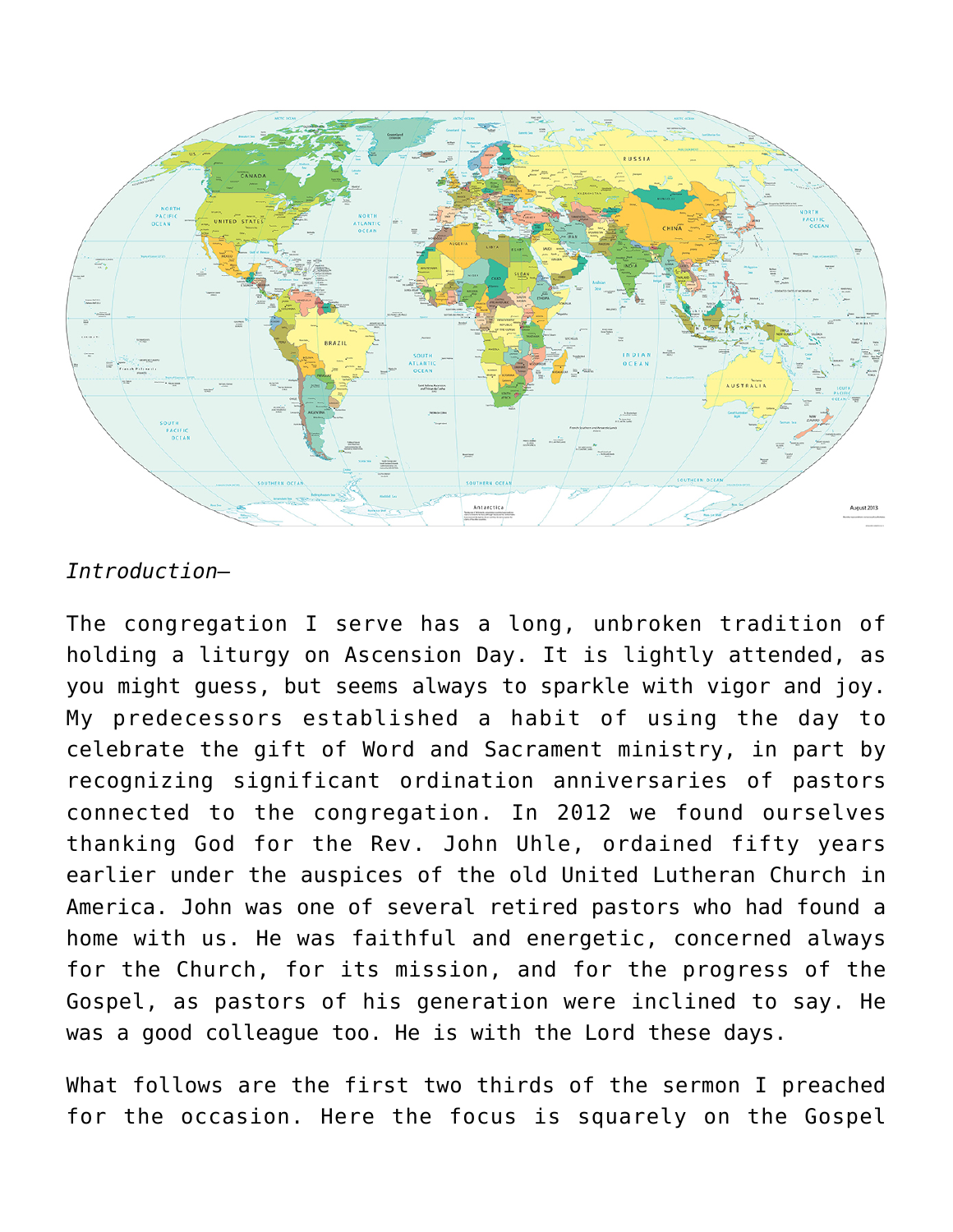*Introduction—*

The congregation I serve has a long, unbroken tradition of holding a liturgy on Ascension Day. It is lightly attended, as you might guess, but seems always to sparkle with vigor and joy. My predecessors established a habit of using the day to celebrate the gift of Word and Sacrament ministry, in part by recognizing significant ordination anniversaries of pastors connected to the congregation. In 2012 we found ourselves thanking God for the Rev. John Uhle, ordained fifty years earlier under the auspices of the old United Lutheran Church in America. John was one of several retired pastors who had found a home with us. He was faithful and energetic, concerned always for the Church, for its mission, and for the progress of the Gospel, as pastors of his generation were inclined to say. He was a good colleague too. He is with the Lord these days.

What follows are the first two thirds of the sermon I preached for the occasion. Here the focus is squarely on the Gospel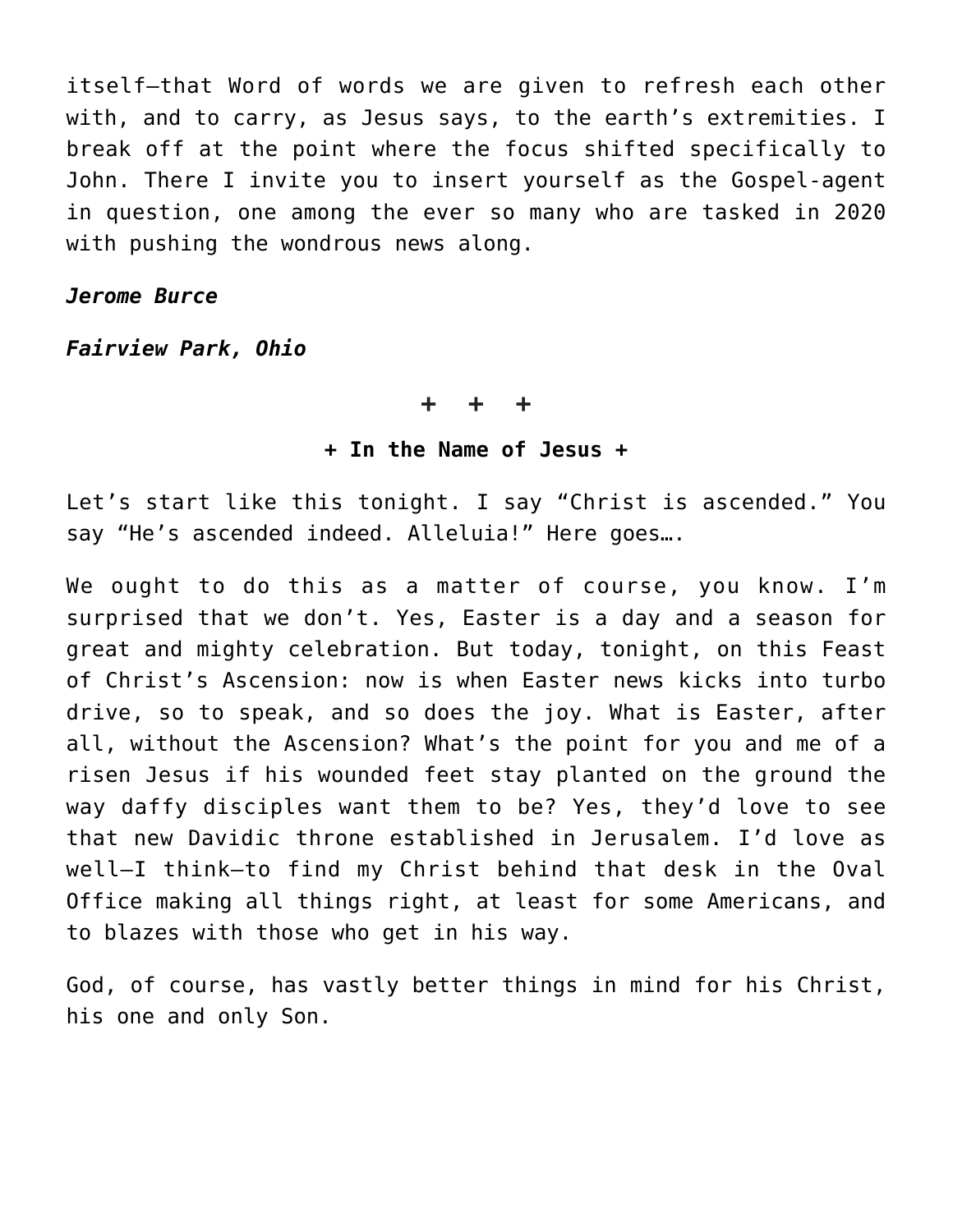itself—that Word of words we are given to refresh each other with, and to carry, as Jesus says, to the earth's extremities. I break off at the point where the focus shifted specifically to John. There I invite you to insert yourself as the Gospel-agent in question, one among the ever so many who are tasked in 2020 with pushing the wondrous news along.

***Jerome Burce***

***Fairview Park, Ohio***

**+ + +**

**+ In the Name of Jesus +**

Let's start like this tonight. I say "Christ is ascended." You say "He's ascended indeed. Alleluia!" Here goes….

We ought to do this as a matter of course, you know. I'm surprised that we don't. Yes, Easter is a day and a season for great and mighty celebration. But today, tonight, on this Feast of Christ's Ascension: now is when Easter news kicks into turbo drive, so to speak, and so does the joy. What is Easter, after all, without the Ascension? What's the point for you and me of a risen Jesus if his wounded feet stay planted on the ground the way daffy disciples want them to be? Yes, they'd love to see that new Davidic throne established in Jerusalem. I'd love as well—I think—to find my Christ behind that desk in the Oval Office making all things right, at least for some Americans, and to blazes with those who get in his way.

God, of course, has vastly better things in mind for his Christ, his one and only Son.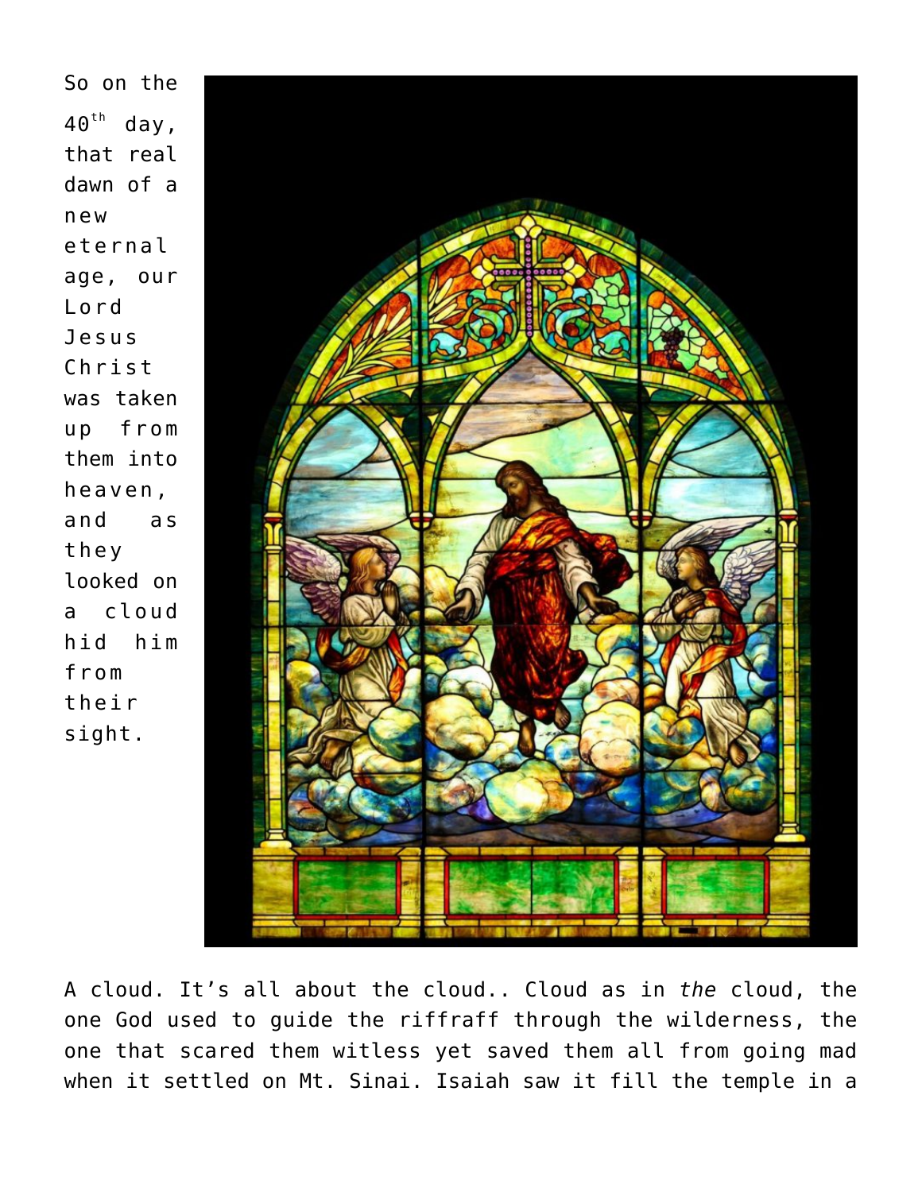So on the 40th day, that real dawn of a new eternal age, our Lord Jesus Christ was taken up from them into heaven, and as they looked on a cloud hid him from their sight.

A cloud. It's all about the cloud.. Cloud as in *the* cloud, the one God used to guide the riffraff through the wilderness, the one that scared them witless yet saved them all from going mad when it settled on Mt. Sinai. Isaiah saw it fill the temple in a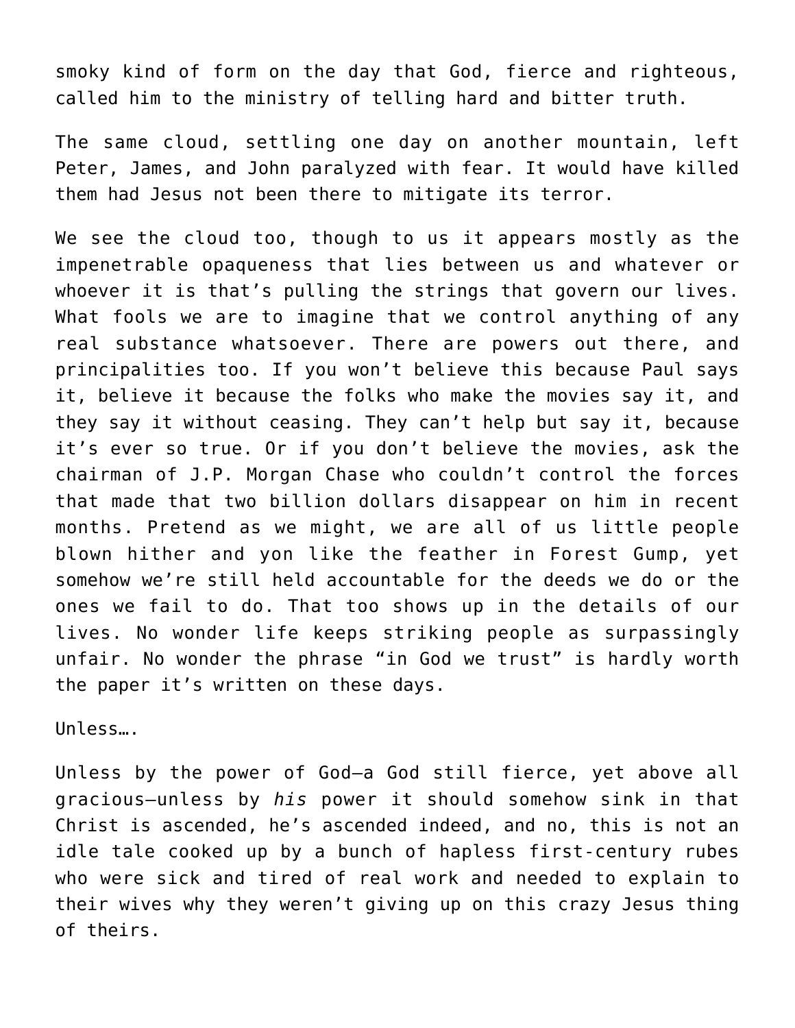smoky kind of form on the day that God, fierce and righteous, called him to the ministry of telling hard and bitter truth.

The same cloud, settling one day on another mountain, left Peter, James, and John paralyzed with fear. It would have killed them had Jesus not been there to mitigate its terror.

We see the cloud too, though to us it appears mostly as the impenetrable opaqueness that lies between us and whatever or whoever it is that's pulling the strings that govern our lives. What fools we are to imagine that we control anything of any real substance whatsoever. There are powers out there, and principalities too. If you won't believe this because Paul says it, believe it because the folks who make the movies say it, and they say it without ceasing. They can't help but say it, because it's ever so true. Or if you don't believe the movies, ask the chairman of J.P. Morgan Chase who couldn't control the forces that made that two billion dollars disappear on him in recent months. Pretend as we might, we are all of us little people blown hither and yon like the feather in Forest Gump, yet somehow we're still held accountable for the deeds we do or the ones we fail to do. That too shows up in the details of our lives. No wonder life keeps striking people as surpassingly unfair. No wonder the phrase "in God we trust" is hardly worth the paper it's written on these days.

Unless….

Unless by the power of God—a God still fierce, yet above all gracious—unless by *his* power it should somehow sink in that Christ is ascended, he's ascended indeed, and no, this is not an idle tale cooked up by a bunch of hapless first-century rubes who were sick and tired of real work and needed to explain to their wives why they weren't giving up on this crazy Jesus thing of theirs.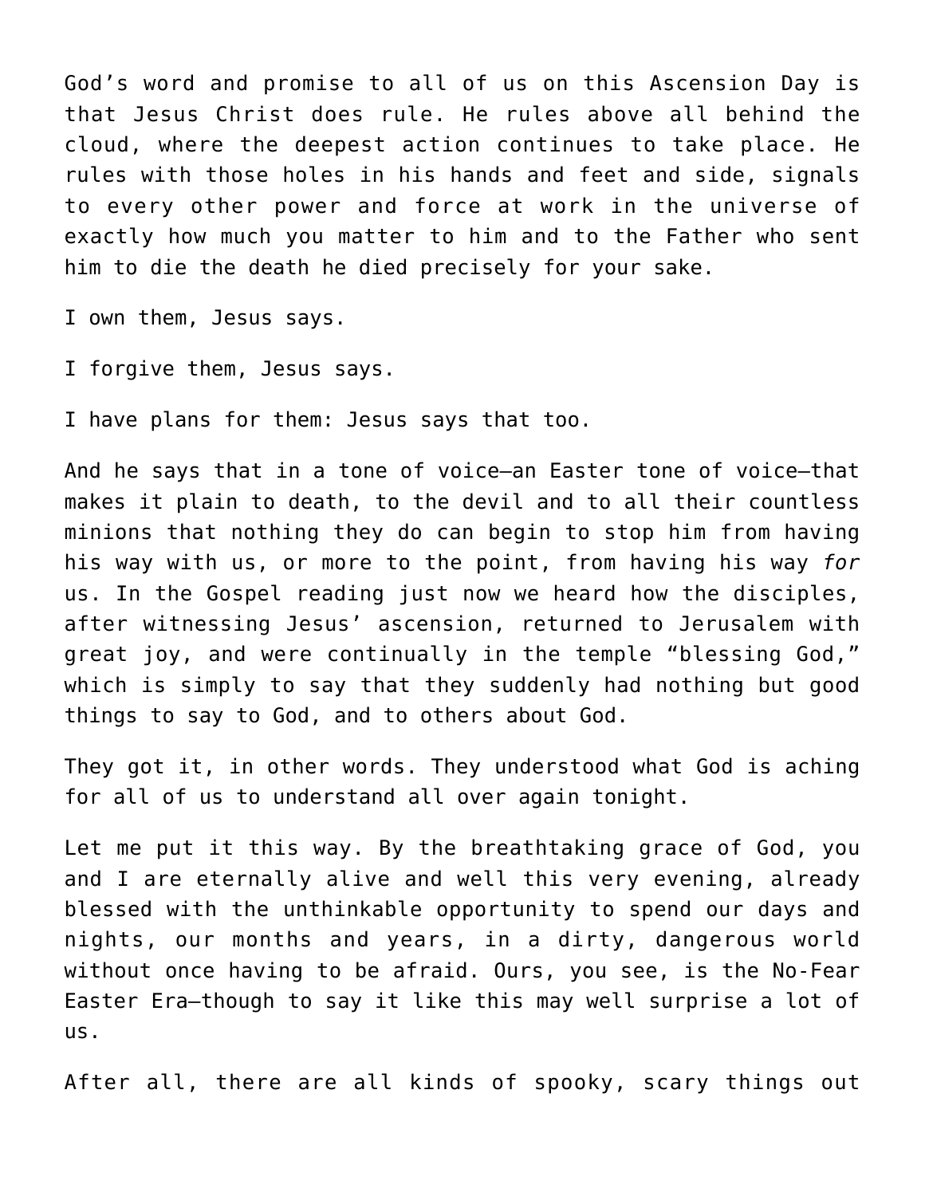God’s word and promise to all of us on this Ascension Day is that Jesus Christ does rule. He rules above all behind the cloud, where the deepest action continues to take place. He rules with those holes in his hands and feet and side, signals to every other power and force at work in the universe of exactly how much you matter to him and to the Father who sent him to die the death he died precisely for your sake.

I own them, Jesus says.

I forgive them, Jesus says.

I have plans for them: Jesus says that too.

And he says that in a tone of voice—an Easter tone of voice—that makes it plain to death, to the devil and to all their countless minions that nothing they do can begin to stop him from having his way with us, or more to the point, from having his way *for* us. In the Gospel reading just now we heard how the disciples, after witnessing Jesus’ ascension, returned to Jerusalem with great joy, and were continually in the temple “blessing God,” which is simply to say that they suddenly had nothing but good things to say to God, and to others about God.

They got it, in other words. They understood what God is aching for all of us to understand all over again tonight.

Let me put it this way. By the breathtaking grace of God, you and I are eternally alive and well this very evening, already blessed with the unthinkable opportunity to spend our days and nights, our months and years, in a dirty, dangerous world without once having to be afraid. Ours, you see, is the No-Fear Easter Era—though to say it like this may well surprise a lot of us.

After all, there are all kinds of spooky, scary things out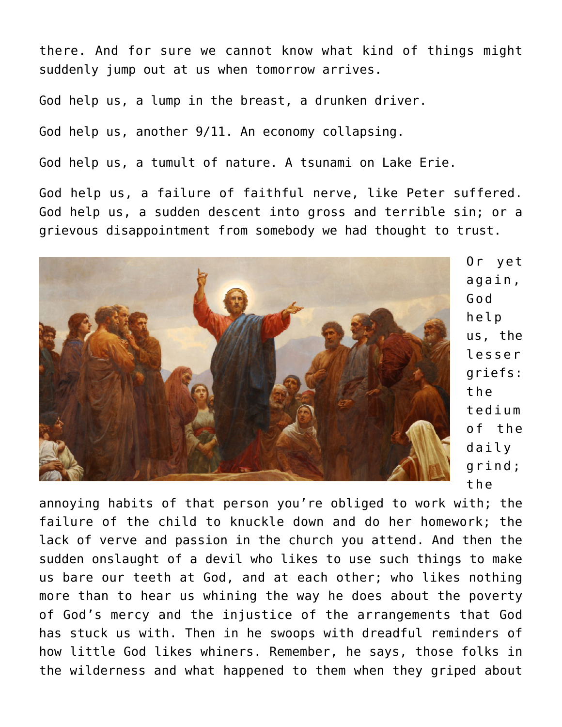there. And for sure we cannot know what kind of things might suddenly jump out at us when tomorrow arrives.

God help us, a lump in the breast, a drunken driver.

God help us, another 9/11. An economy collapsing.

God help us, a tumult of nature. A tsunami on Lake Erie.

God help us, a failure of faithful nerve, like Peter suffered. God help us, a sudden descent into gross and terrible sin; or a grievous disappointment from somebody we had thought to trust.

Or yet again, God help us, the lesser griefs: the tedium of the daily grind; the annoying habits of that person you're obliged to work with; the failure of the child to knuckle down and do her homework; the lack of verve and passion in the church you attend. And then the sudden onslaught of a devil who likes to use such things to make us bare our teeth at God, and at each other; who likes nothing more than to hear us whining the way he does about the poverty of God's mercy and the injustice of the arrangements that God has stuck us with. Then in he swoops with dreadful reminders of how little God likes whiners. Remember, he says, those folks in the wilderness and what happened to them when they griped about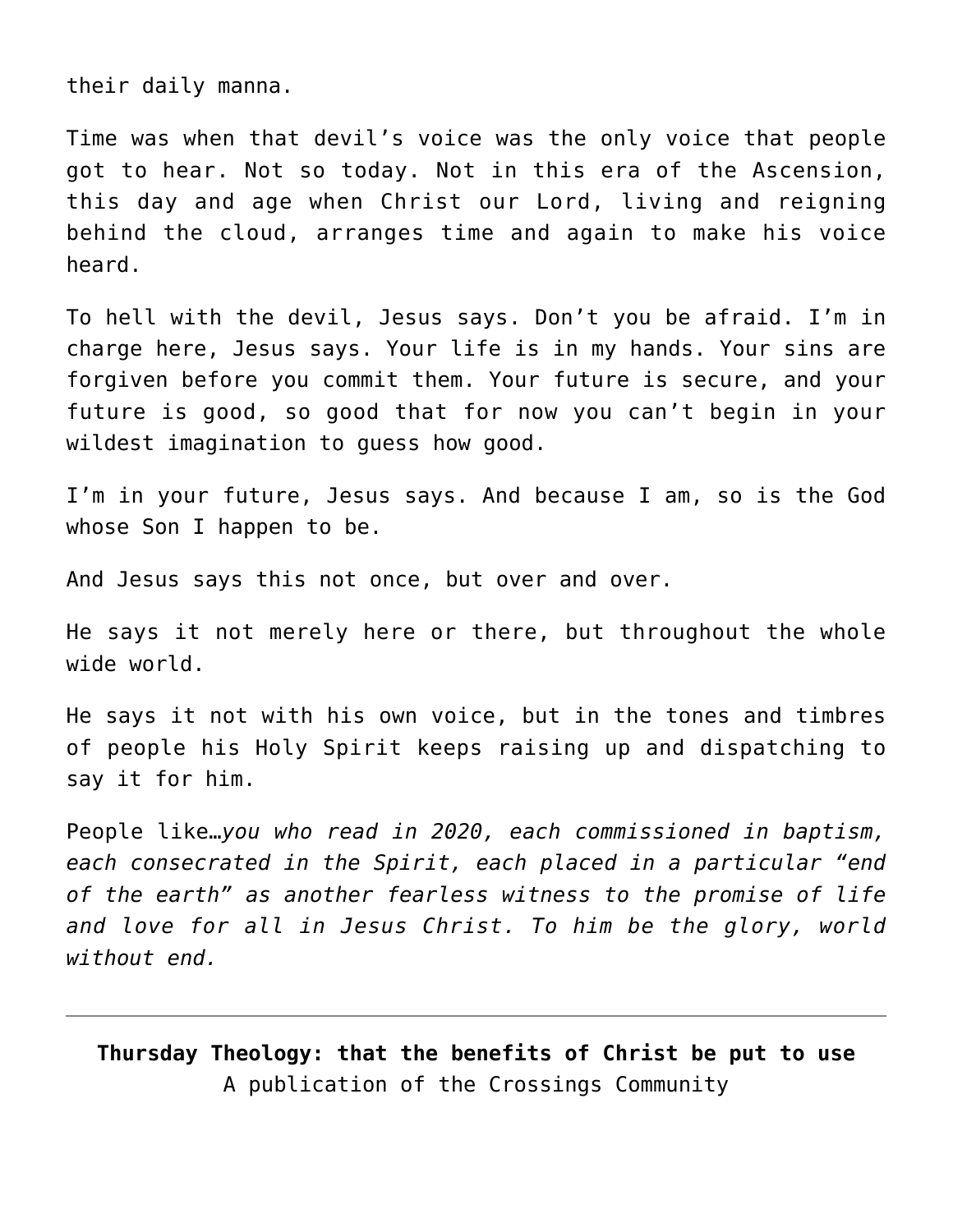their daily manna.

Time was when that devil's voice was the only voice that people got to hear. Not so today. Not in this era of the Ascension, this day and age when Christ our Lord, living and reigning behind the cloud, arranges time and again to make his voice heard.

To hell with the devil, Jesus says. Don't you be afraid. I'm in charge here, Jesus says. Your life is in my hands. Your sins are forgiven before you commit them. Your future is secure, and your future is good, so good that for now you can't begin in your wildest imagination to guess how good.

I'm in your future, Jesus says. And because I am, so is the God whose Son I happen to be.

And Jesus says this not once, but over and over.

He says it not merely here or there, but throughout the whole wide world.

He says it not with his own voice, but in the tones and timbres of people his Holy Spirit keeps raising up and dispatching to say it for him.

People like…*you who read in 2020, each commissioned in baptism, each consecrated in the Spirit, each placed in a particular "end of the earth" as another fearless witness to the promise of life and love for all in Jesus Christ. To him be the glory, world without end.*

---

**Thursday Theology: that the benefits of Christ be put to use**
A publication of the Crossings Community